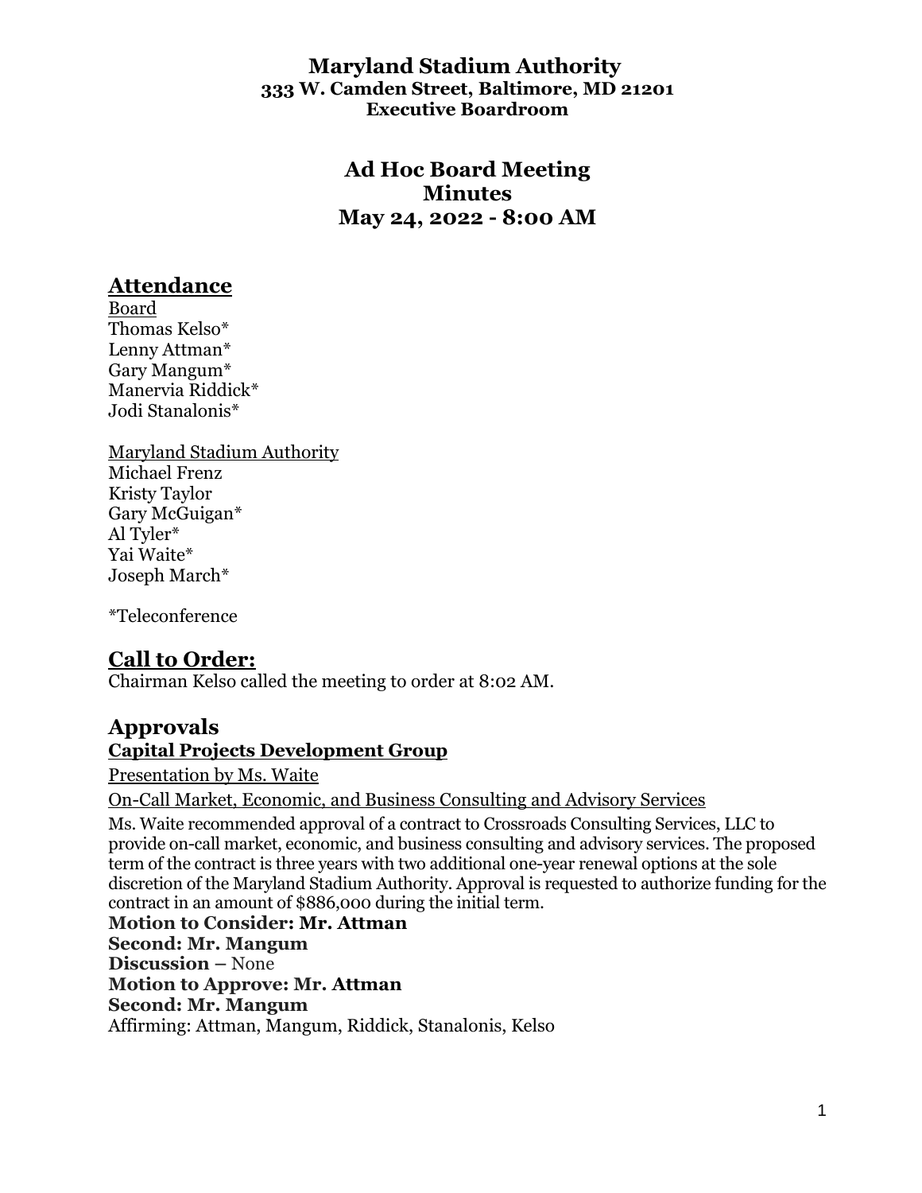# Maryland Stadium Authority

**333 W. Camden Street, Baltimore, MD 21201**
**Executive Boardroom**

## Ad Hoc Board Meeting
## Minutes
## May 24, 2022 - 8:00 AM

## Attendance

Board
Thomas Kelso*
Lenny Attman*
Gary Mangum*
Manervia Riddick*
Jodi Stanalonis*

Maryland Stadium Authority
Michael Frenz
Kristy Taylor
Gary McGuigan*
Al Tyler*
Yai Waite*
Joseph March*

*Teleconference

## Call to Order:

Chairman Kelso called the meeting to order at 8:02 AM.

## Approvals

### Capital Projects Development Group

Presentation by Ms. Waite

On-Call Market, Economic, and Business Consulting and Advisory Services

Ms. Waite recommended approval of a contract to Crossroads Consulting Services, LLC to provide on-call market, economic, and business consulting and advisory services. The proposed term of the contract is three years with two additional one-year renewal options at the sole discretion of the Maryland Stadium Authority. Approval is requested to authorize funding for the contract in an amount of $886,000 during the initial term.

**Motion to Consider: Mr. Attman**
**Second: Mr. Mangum**
**Discussion –** None
**Motion to Approve: Mr. Attman**
**Second: Mr. Mangum**
Affirming: Attman, Mangum, Riddick, Stanalonis, Kelso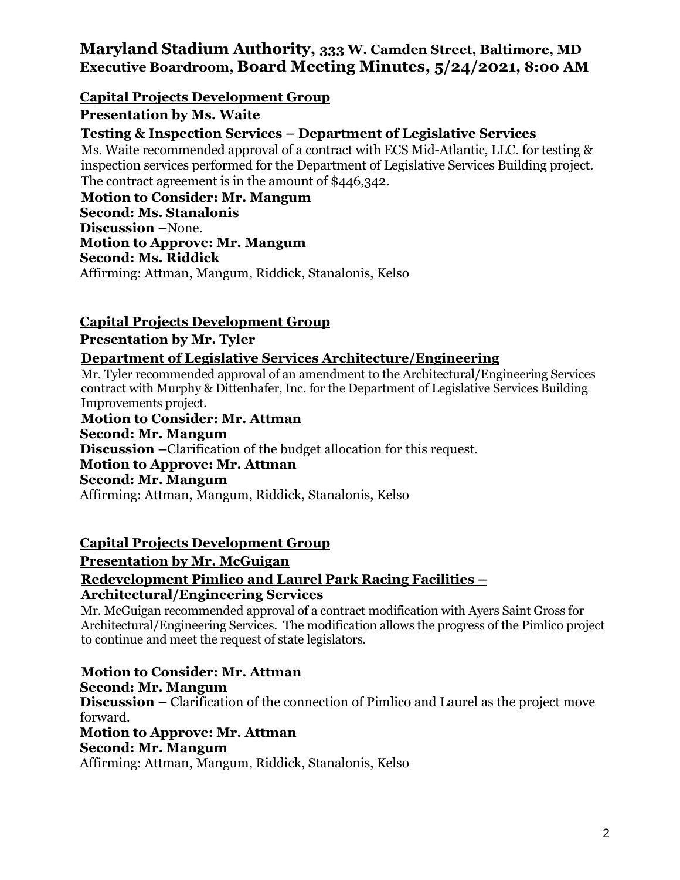# Maryland Stadium Authority, 333 W. Camden Street, Baltimore, MD Executive Boardroom, Board Meeting Minutes, 5/24/2021, 8:00 AM

## Capital Projects Development Group

**Presentation by Ms. Waite**

**Testing & Inspection Services – Department of Legislative Services**

Ms. Waite recommended approval of a contract with ECS Mid-Atlantic, LLC. for testing & inspection services performed for the Department of Legislative Services Building project. The contract agreement is in the amount of $446,342.

**Motion to Consider: Mr. Mangum**
**Second: Ms. Stanalonis**
**Discussion** –None.
**Motion to Approve: Mr. Mangum**
**Second: Ms. Riddick**
Affirming: Attman, Mangum, Riddick, Stanalonis, Kelso

## Capital Projects Development Group

**Presentation by Mr. Tyler**

**Department of Legislative Services Architecture/Engineering**

Mr. Tyler recommended approval of an amendment to the Architectural/Engineering Services contract with Murphy & Dittenhafer, Inc. for the Department of Legislative Services Building Improvements project.

**Motion to Consider: Mr. Attman**
**Second: Mr. Mangum**
**Discussion** –Clarification of the budget allocation for this request.
**Motion to Approve: Mr. Attman**
**Second: Mr. Mangum**
Affirming: Attman, Mangum, Riddick, Stanalonis, Kelso

## Capital Projects Development Group

**Presentation by Mr. McGuigan**

**Redevelopment Pimlico and Laurel Park Racing Facilities – Architectural/Engineering Services**

Mr. McGuigan recommended approval of a contract modification with Ayers Saint Gross for Architectural/Engineering Services. The modification allows the progress of the Pimlico project to continue and meet the request of state legislators.

**Motion to Consider: Mr. Attman**
**Second: Mr. Mangum**
**Discussion** – Clarification of the connection of Pimlico and Laurel as the project move forward.
**Motion to Approve: Mr. Attman**
**Second: Mr. Mangum**
Affirming: Attman, Mangum, Riddick, Stanalonis, Kelso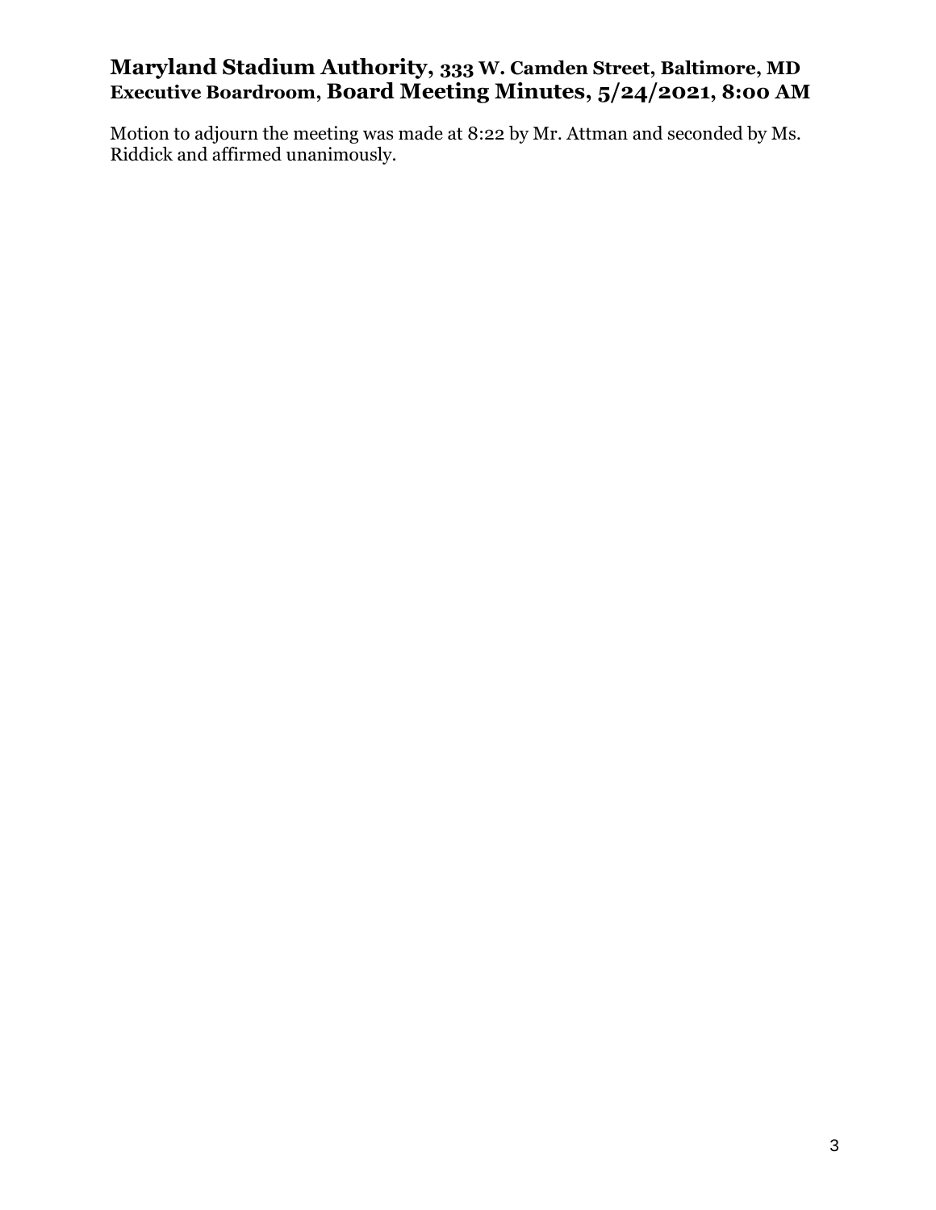Motion to adjourn the meeting was made at 8:22 by Mr. Attman and seconded by Ms. Riddick and affirmed unanimously.